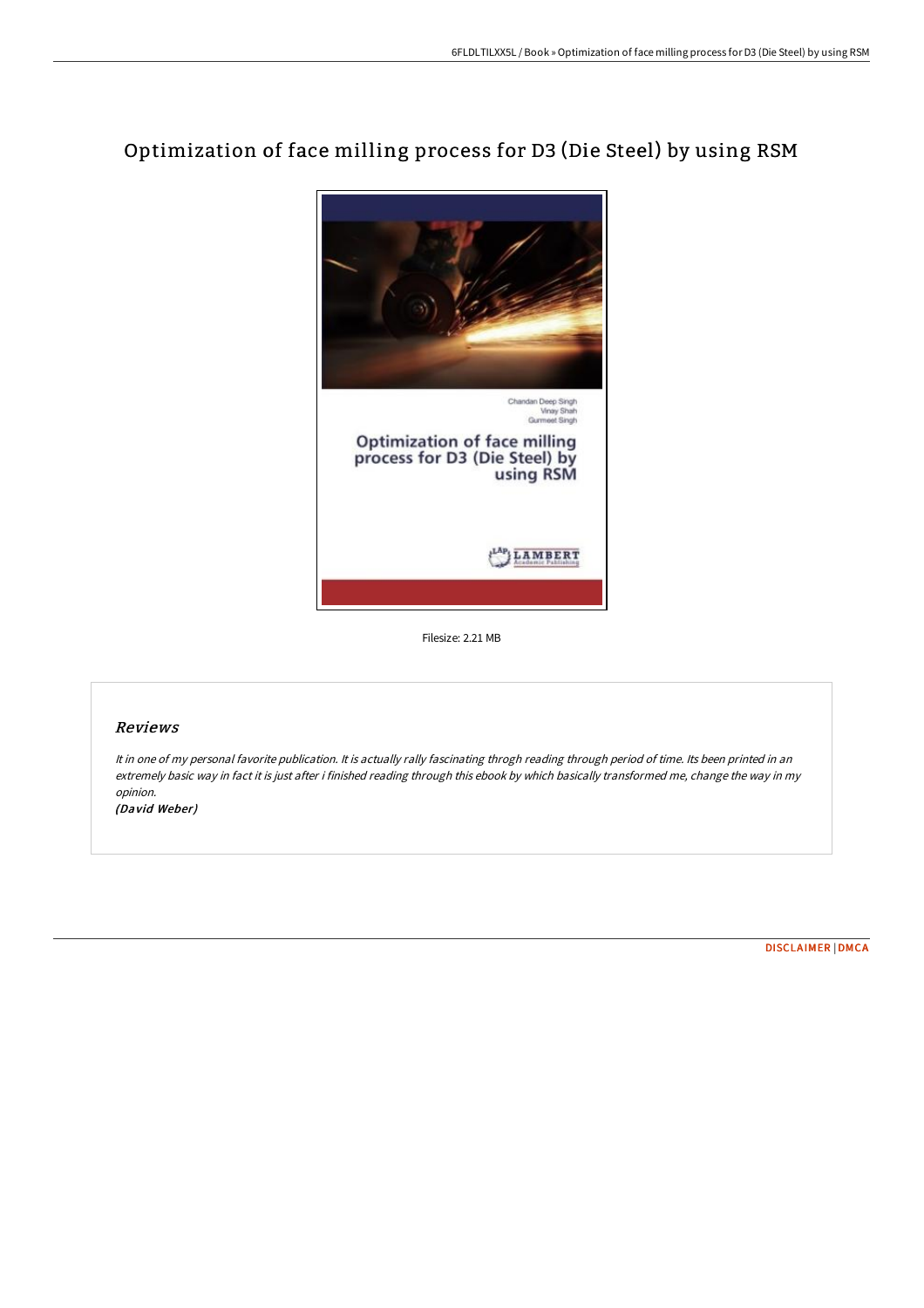# Optimization of face milling process for D3 (Die Steel) by using RSM

Filesize: 2.21 MB

## Reviews

*It in one of my personal favorite publication. It is actually rally fascinating throgh reading through period of time. Its been printed in an extremely basic way in fact it is just after i finished reading through this ebook by which basically transformed me, change the way in my opinion.*

*(David Weber)*

DISCLAIMER | DMCA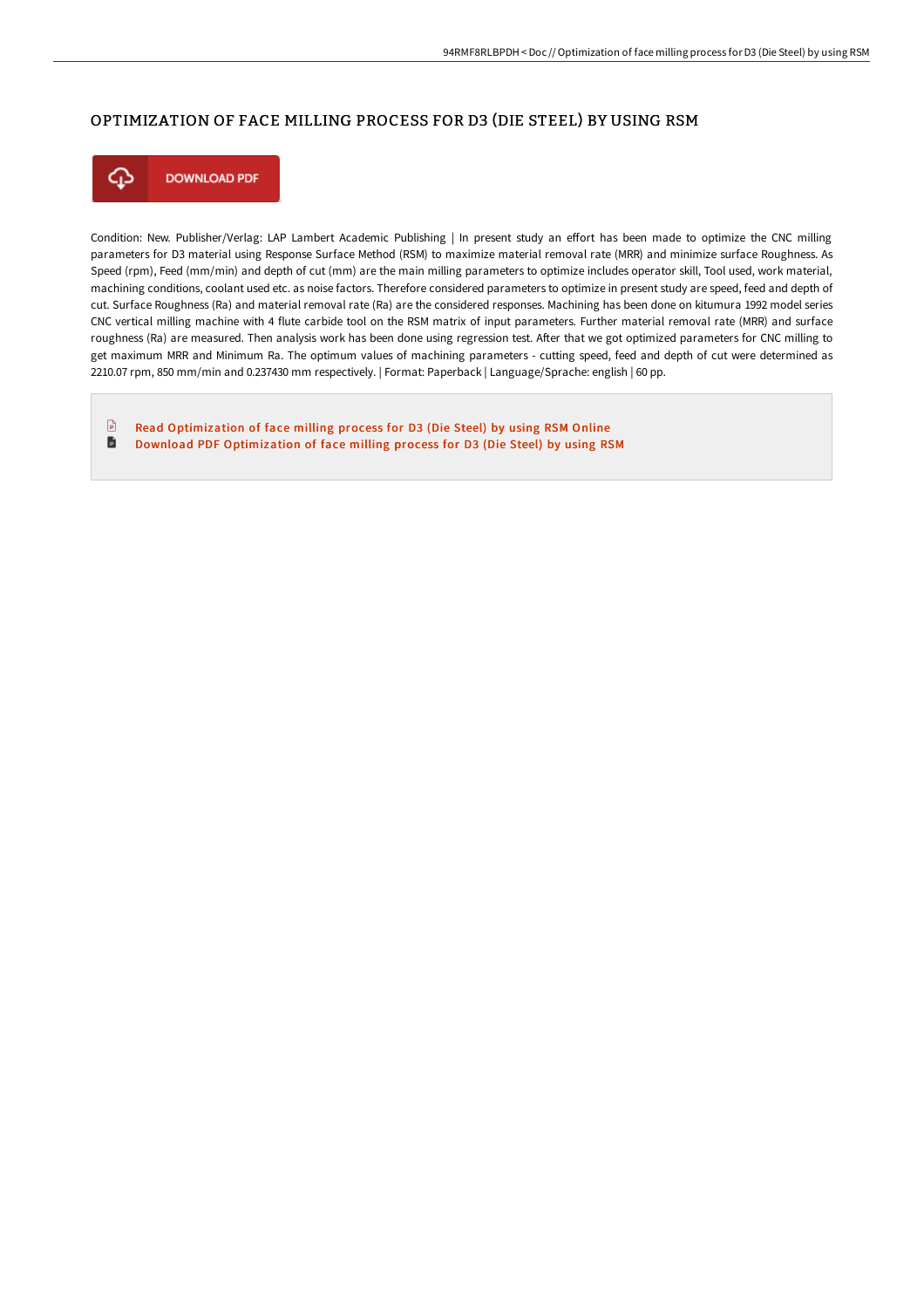# OPTIMIZATION OF FACE MILLING PROCESS FOR D3 (DIE STEEL) BY USING RSM

DOWNLOAD PDF

Condition: New. Publisher/Verlag: LAP Lambert Academic Publishing | In present study an effort has been made to optimize the CNC milling parameters for D3 material using Response Surface Method (RSM) to maximize material removal rate (MRR) and minimize surface Roughness. As Speed (rpm), Feed (mm/min) and depth of cut (mm) are the main milling parameters to optimize includes operator skill, Tool used, work material, machining conditions, coolant used etc. as noise factors. Therefore considered parameters to optimize in present study are speed, feed and depth of cut. Surface Roughness (Ra) and material removal rate (Ra) are the considered responses. Machining has been done on kitumura 1992 model series CNC vertical milling machine with 4 flute carbide tool on the RSM matrix of input parameters. Further material removal rate (MRR) and surface roughness (Ra) are measured. Then analysis work has been done using regression test. After that we got optimized parameters for CNC milling to get maximum MRR and Minimum Ra. The optimum values of machining parameters - cutting speed, feed and depth of cut were determined as 2210.07 rpm, 850 mm/min and 0.237430 mm respectively. | Format: Paperback | Language/Sprache: english | 60 pp.

- Read Optimization of face milling process for D3 (Die Steel) by using RSM Online
- Download PDF Optimization of face milling process for D3 (Die Steel) by using RSM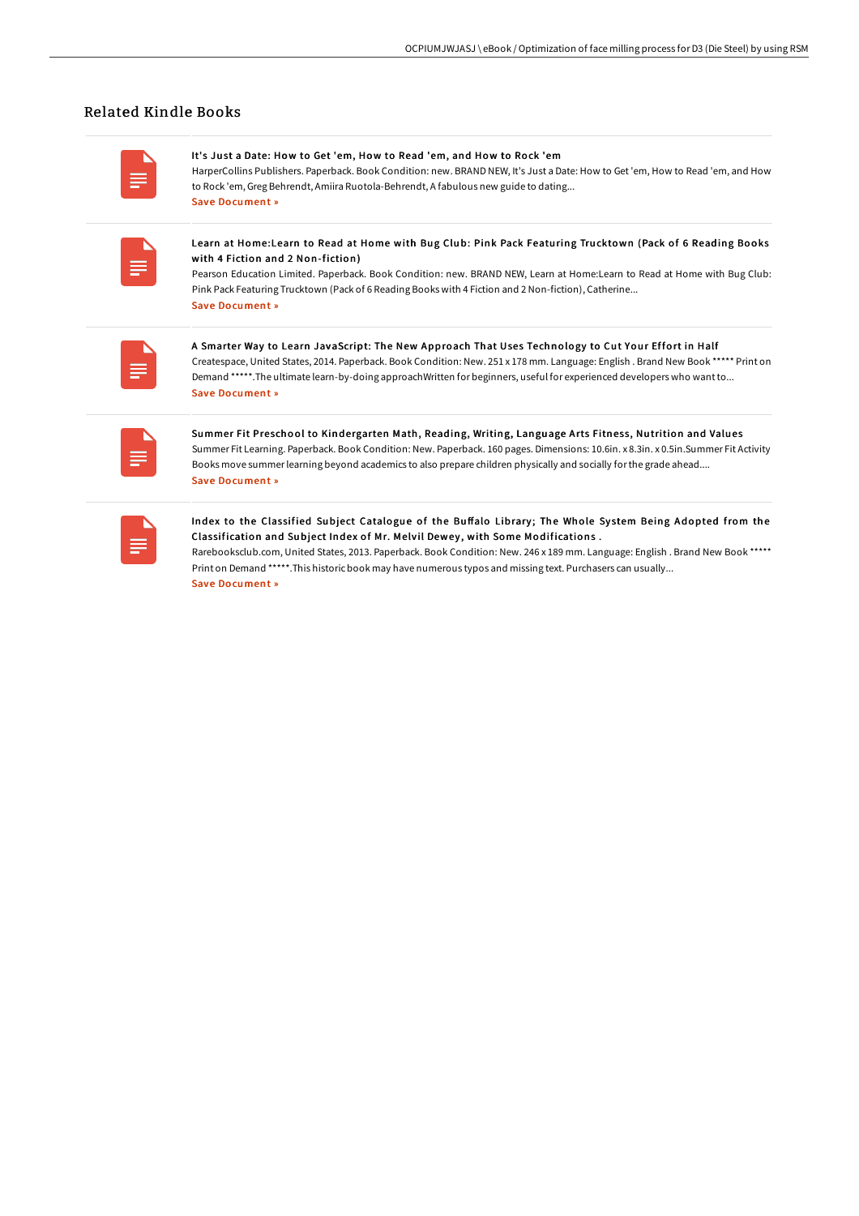## Related Kindle Books

**It's Just a Date: How to Get 'em, How to Read 'em, and How to Rock 'em**

HarperCollins Publishers. Paperback. Book Condition: new. BRAND NEW, It's Just a Date: How to Get 'em, How to Read 'em, and How to Rock 'em, Greg Behrendt, Amiira Ruotola-Behrendt, A fabulous new guide to dating...

Save Document »

**Learn at Home:Learn to Read at Home with Bug Club: Pink Pack Featuring Trucktown (Pack of 6 Reading Books with 4 Fiction and 2 Non-fiction)**

Pearson Education Limited. Paperback. Book Condition: new. BRAND NEW, Learn at Home:Learn to Read at Home with Bug Club: Pink Pack Featuring Trucktown (Pack of 6 Reading Books with 4 Fiction and 2 Non-fiction), Catherine...

Save Document »

**A Smarter Way to Learn JavaScript: The New Approach That Uses Technology to Cut Your Effort in Half**

Createspace, United States, 2014. Paperback. Book Condition: New. 251 x 178 mm. Language: English . Brand New Book ***** Print on Demand *****.The ultimate learn-by-doing approachWritten for beginners, useful for experienced developers who want to...

Save Document »

**Summer Fit Preschool to Kindergarten Math, Reading, Writing, Language Arts Fitness, Nutrition and Values**

Summer Fit Learning. Paperback. Book Condition: New. Paperback. 160 pages. Dimensions: 10.6in. x 8.3in. x 0.5in.Summer Fit Activity Books move summer learning beyond academics to also prepare children physically and socially for the grade ahead....

Save Document »

**Index to the Classified Subject Catalogue of the Buffalo Library; The Whole System Being Adopted from the Classification and Subject Index of Mr. Melvil Dewey, with Some Modifications .**

Rarebooksclub.com, United States, 2013. Paperback. Book Condition: New. 246 x 189 mm. Language: English . Brand New Book ***** Print on Demand *****.This historic book may have numerous typos and missing text. Purchasers can usually...

Save Document »